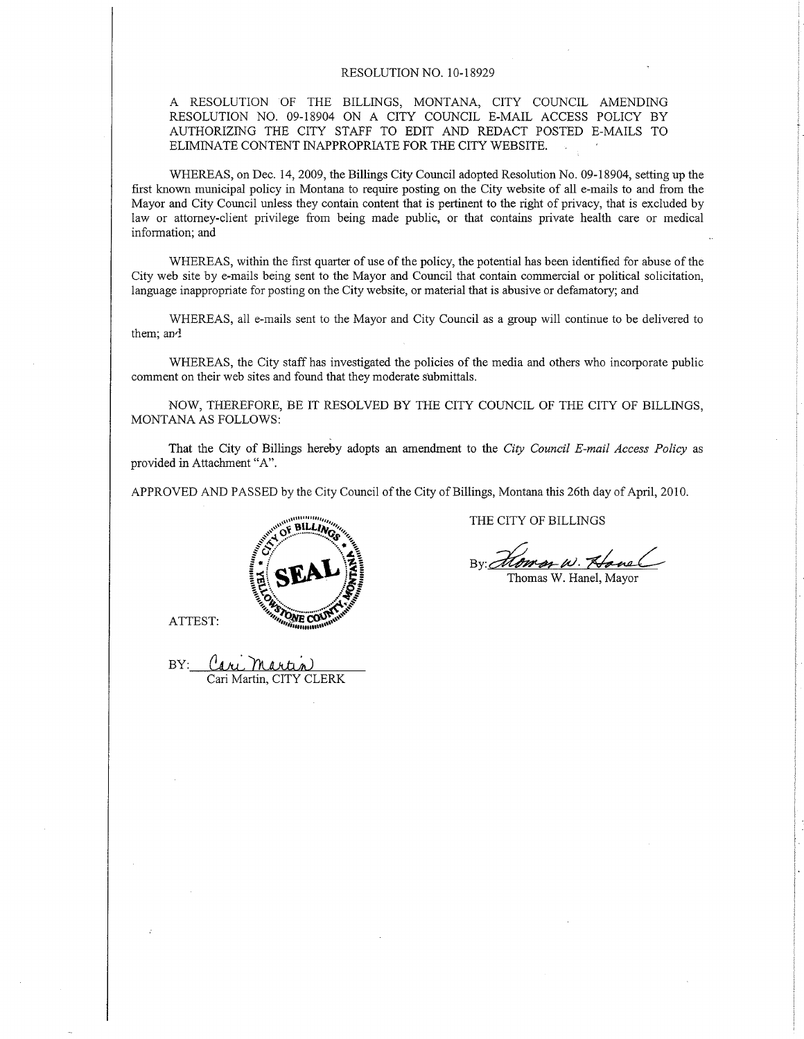# RESOLUTION NO. 10-18929

A RESOLUTION OF THE BILLINGS, MONTANA, CITY COUNCIL AMENDING RESOLUTION NO. 09-18904 ON A CITY COUNCIL E-MAIL ACCESS POLICY BY AUTHORIZING THE CITY STAFF TO EDIT AND REDACT POSTED E-MAILS TO ELIMINATE CONTENT INAPPROPRIATE FOR THE CITY WEBSITE.

WHEREAS, on Dec. 14, 2009, the Billings City Council adopted Resolution No. 09-18904, setting up the first known municipal policy in Montana to require posting on the City website of all e-mails to and from the Mayor and City Council unless they contain content that is pertinent to the right of privacy, that is excluded by law or attorney-client privilege from being made public, or that contains private health care or medical information; and

WHEREAS, within the first quarter of use of the policy, the potential has been identified for abuse of the City web site by e-mails being sent to the Mayor and Council that contain commercial or political solicitation, language inappropriate for posting on the City website, or material that is abusive or defamatory; and

WHEREAS, all e-mails sent to the Mayor and City Council as a group will continue to be delivered to them; and

WHEREAS, the City staff has investigated the policies of the media and others who incorporate public comment on their web sites and found that they moderate submittals.

NOW, THEREFORE, BE IT RESOLVED BY THE CITY COUNCIL OF THE CITY OF BILLINGS, MONTANA AS FOLLOWS:

That the City of Billings hereby adopts an amendment to the *City Council E-mail Access Policy* as provided in Attachment "A".

APPROVED AND PASSED by the City Council of the City of Billings, Montana this 26th day of April, 2010.

THE CITY OF BILLINGS

By: Thomas W. Hanel
Thomas W. Hanel, Mayor

CITY OF BILLINGS • YELLOWSTONE COUNTY, MONTANA
SEAL

ATTEST:

BY: Cari Martin
Cari Martin, CITY CLERK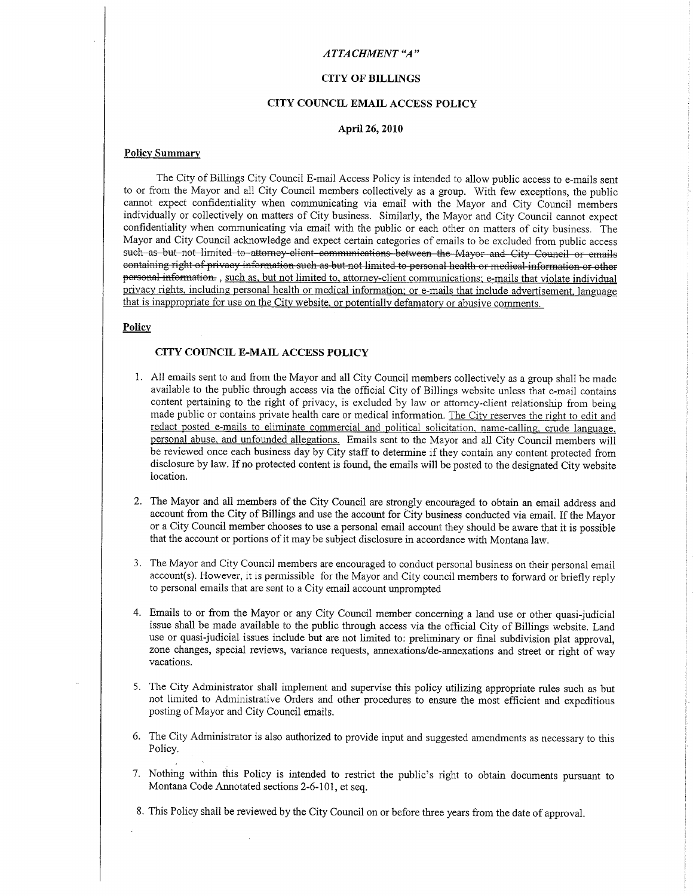*ATTACHMENT "A"*

**CITY OF BILLINGS**

**CITY COUNCIL EMAIL ACCESS POLICY**

**April 26, 2010**

**Policy Summary**

The City of Billings City Council E-mail Access Policy is intended to allow public access to e-mails sent to or from the Mayor and all City Council members collectively as a group. With few exceptions, the public cannot expect confidentiality when communicating via email with the Mayor and City Council members individually or collectively on matters of City business. Similarly, the Mayor and City Council cannot expect confidentiality when communicating via email with the public or each other on matters of city business. The Mayor and City Council acknowledge and expect certain categories of emails to be excluded from public access ~~such as but not limited to attorney-client communications between the Mayor and City Council or emails containing right of privacy information such as but not limited to personal health or medical information or other personal information.~~ , <u>such as, but not limited to, attorney-client communications; e-mails that violate individual privacy rights, including personal health or medical information; or e-mails that include advertisement, language that is inappropriate for use on the City website, or potentially defamatory or abusive comments.</u>

**Policy**

**CITY COUNCIL E-MAIL ACCESS POLICY**

1. All emails sent to and from the Mayor and all City Council members collectively as a group shall be made available to the public through access via the official City of Billings website unless that e-mail contains content pertaining to the right of privacy, is excluded by law or attorney-client relationship from being made public or contains private health care or medical information. <u>The City reserves the right to edit and redact posted e-mails to eliminate commercial and political solicitation, name-calling, crude language, personal abuse, and unfounded allegations.</u> Emails sent to the Mayor and all City Council members will be reviewed once each business day by City staff to determine if they contain any content protected from disclosure by law. If no protected content is found, the emails will be posted to the designated City website location.

2. The Mayor and all members of the City Council are strongly encouraged to obtain an email address and account from the City of Billings and use the account for City business conducted via email. If the Mayor or a City Council member chooses to use a personal email account they should be aware that it is possible that the account or portions of it may be subject disclosure in accordance with Montana law.

3. The Mayor and City Council members are encouraged to conduct personal business on their personal email account(s). However, it is permissible for the Mayor and City council members to forward or briefly reply to personal emails that are sent to a City email account unprompted

4. Emails to or from the Mayor or any City Council member concerning a land use or other quasi-judicial issue shall be made available to the public through access via the official City of Billings website. Land use or quasi-judicial issues include but are not limited to: preliminary or final subdivision plat approval, zone changes, special reviews, variance requests, annexations/de-annexations and street or right of way vacations.

5. The City Administrator shall implement and supervise this policy utilizing appropriate rules such as but not limited to Administrative Orders and other procedures to ensure the most efficient and expeditious posting of Mayor and City Council emails.

6. The City Administrator is also authorized to provide input and suggested amendments as necessary to this Policy.

7. Nothing within this Policy is intended to restrict the public's right to obtain documents pursuant to Montana Code Annotated sections 2-6-101, et seq.

8. This Policy shall be reviewed by the City Council on or before three years from the date of approval.